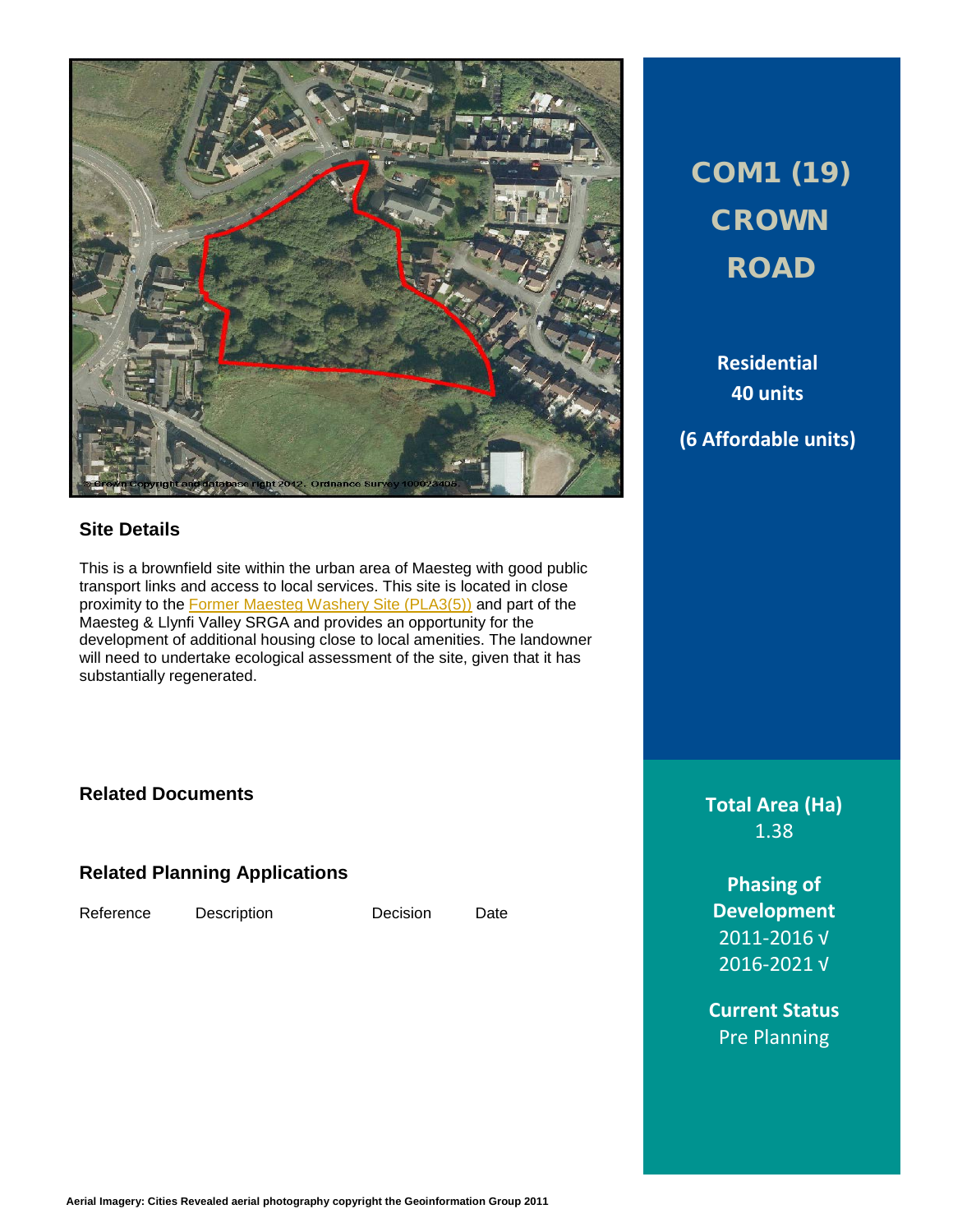# COM1 (19) CROWN ROAD

**Residential**
**40 units**

**(6 Affordable units)**

## Site Details

This is a brownfield site within the urban area of Maesteg with good public transport links and access to local services. This site is located in close proximity to the Former Maesteg Washery Site (PLA3(5)) and part of the Maesteg & Llynfi Valley SRGA and provides an opportunity for the development of additional housing close to local amenities. The landowner will need to undertake ecological assessment of the site, given that it has substantially regenerated.

## Related Documents

## Related Planning Applications

| Reference | Description | Decision | Date |
| --- | --- | --- | --- |

**Total Area (Ha)**
1.38

**Phasing of Development**
2011-2016 √
2016-2021 √

**Current Status**
Pre Planning

Aerial Imagery: Cities Revealed aerial photography copyright the Geoinformation Group 2011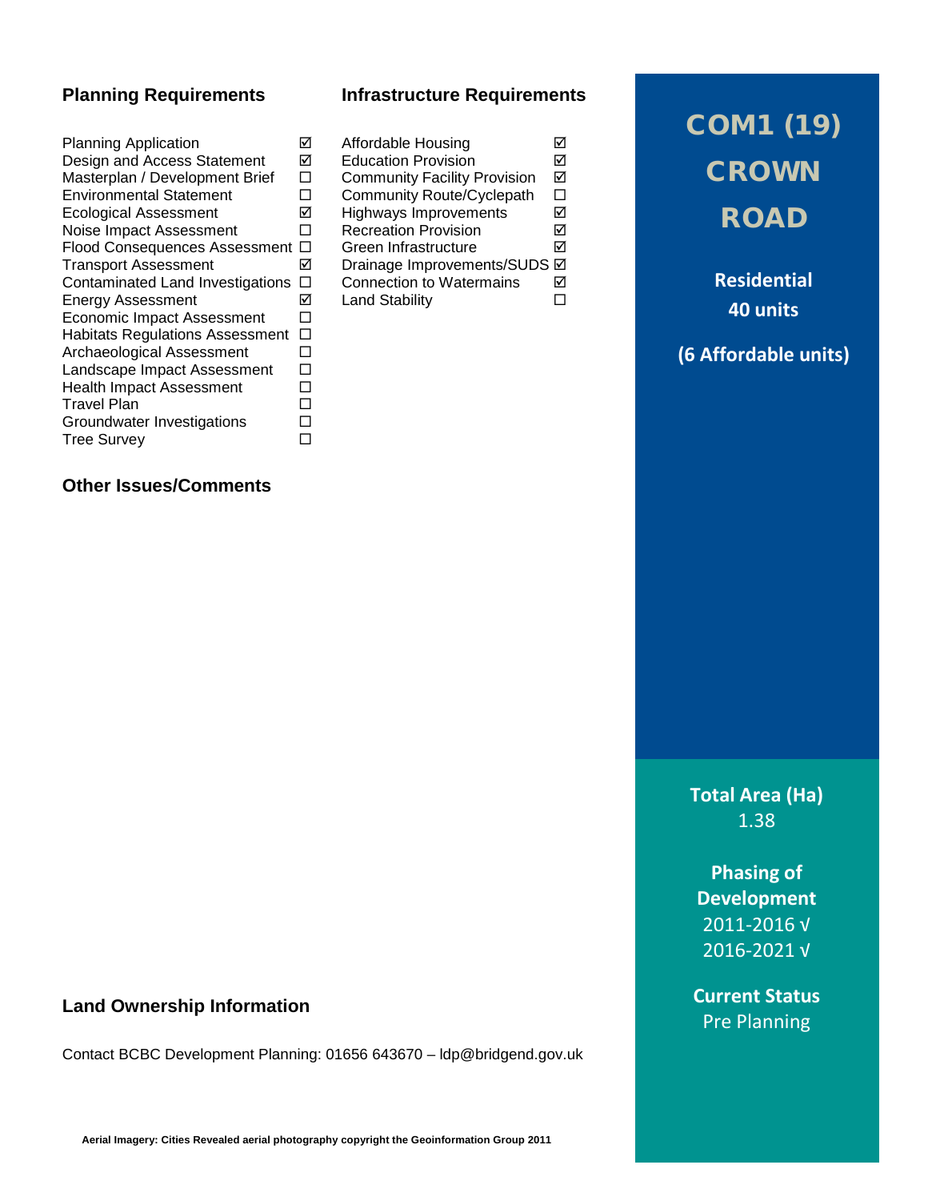# COM1 (19) CROWN ROAD

**Residential**
**40 units**

**(6 Affordable units)**

## Planning Requirements

| | |
|---|---|
| Planning Application | ☑ |
| Design and Access Statement | ☑ |
| Masterplan / Development Brief | ☐ |
| Environmental Statement | ☐ |
| Ecological Assessment | ☑ |
| Noise Impact Assessment | ☐ |
| Flood Consequences Assessment | ☐ |
| Transport Assessment | ☑ |
| Contaminated Land Investigations | ☐ |
| Energy Assessment | ☑ |
| Economic Impact Assessment | ☐ |
| Habitats Regulations Assessment | ☐ |
| Archaeological Assessment | ☐ |
| Landscape Impact Assessment | ☐ |
| Health Impact Assessment | ☐ |
| Travel Plan | ☐ |
| Groundwater Investigations | ☐ |
| Tree Survey | ☐ |

## Infrastructure Requirements

| | |
|---|---|
| Affordable Housing | ☑ |
| Education Provision | ☑ |
| Community Facility Provision | ☑ |
| Community Route/Cyclepath | ☐ |
| Highways Improvements | ☑ |
| Recreation Provision | ☑ |
| Green Infrastructure | ☑ |
| Drainage Improvements/SUDS | ☑ |
| Connection to Watermains | ☑ |
| Land Stability | ☐ |

## Other Issues/Comments

**Total Area (Ha)**
1.38

**Phasing of Development**
2011-2016 √
2016-2021 √

**Current Status**
Pre Planning

## Land Ownership Information

Contact BCBC Development Planning: 01656 643670 – ldp@bridgend.gov.uk

**Aerial Imagery: Cities Revealed aerial photography copyright the Geoinformation Group 2011**